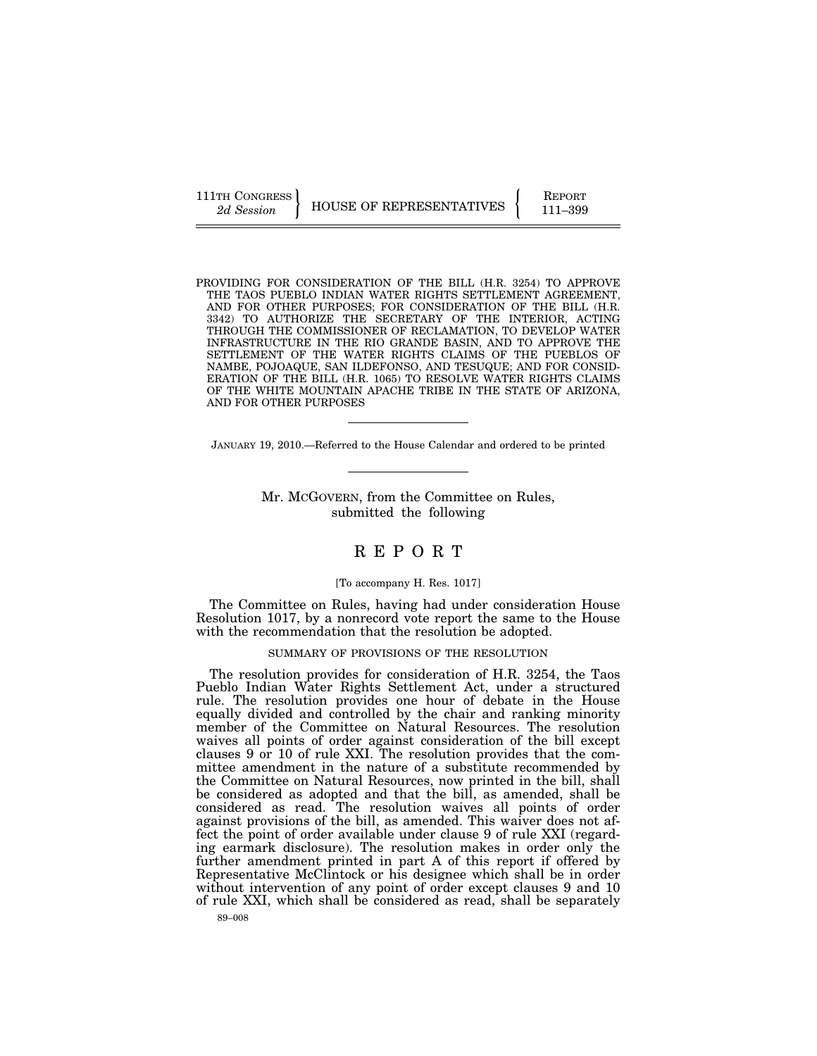111TH CONGRESS
2d Session

HOUSE OF REPRESENTATIVES

REPORT
111–399

PROVIDING FOR CONSIDERATION OF THE BILL (H.R. 3254) TO APPROVE THE TAOS PUEBLO INDIAN WATER RIGHTS SETTLEMENT AGREEMENT, AND FOR OTHER PURPOSES; FOR CONSIDERATION OF THE BILL (H.R. 3342) TO AUTHORIZE THE SECRETARY OF THE INTERIOR, ACTING THROUGH THE COMMISSIONER OF RECLAMATION, TO DEVELOP WATER INFRASTRUCTURE IN THE RIO GRANDE BASIN, AND TO APPROVE THE SETTLEMENT OF THE WATER RIGHTS CLAIMS OF THE PUEBLOS OF NAMBE, POJOAQUE, SAN ILDEFONSO, AND TESUQUE; AND FOR CONSIDERATION OF THE BILL (H.R. 1065) TO RESOLVE WATER RIGHTS CLAIMS OF THE WHITE MOUNTAIN APACHE TRIBE IN THE STATE OF ARIZONA, AND FOR OTHER PURPOSES

---

JANUARY 19, 2010.—Referred to the House Calendar and ordered to be printed

---

Mr. MCGOVERN, from the Committee on Rules, submitted the following

# R E P O R T

[To accompany H. Res. 1017]

The Committee on Rules, having had under consideration House Resolution 1017, by a nonrecord vote report the same to the House with the recommendation that the resolution be adopted.

## SUMMARY OF PROVISIONS OF THE RESOLUTION

The resolution provides for consideration of H.R. 3254, the Taos Pueblo Indian Water Rights Settlement Act, under a structured rule. The resolution provides one hour of debate in the House equally divided and controlled by the chair and ranking minority member of the Committee on Natural Resources. The resolution waives all points of order against consideration of the bill except clauses 9 or 10 of rule XXI. The resolution provides that the committee amendment in the nature of a substitute recommended by the Committee on Natural Resources, now printed in the bill, shall be considered as adopted and that the bill, as amended, shall be considered as read. The resolution waives all points of order against provisions of the bill, as amended. This waiver does not affect the point of order available under clause 9 of rule XXI (regarding earmark disclosure). The resolution makes in order only the further amendment printed in part A of this report if offered by Representative McClintock or his designee which shall be in order without intervention of any point of order except clauses 9 and 10 of rule XXI, which shall be considered as read, shall be separately

89–008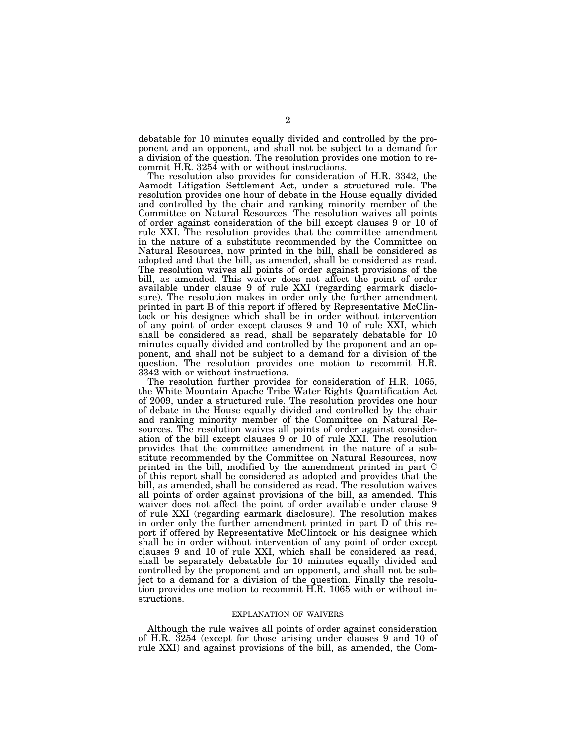debatable for 10 minutes equally divided and controlled by the proponent and an opponent, and shall not be subject to a demand for a division of the question. The resolution provides one motion to recommit H.R. 3254 with or without instructions.

The resolution also provides for consideration of H.R. 3342, the Aamodt Litigation Settlement Act, under a structured rule. The resolution provides one hour of debate in the House equally divided and controlled by the chair and ranking minority member of the Committee on Natural Resources. The resolution waives all points of order against consideration of the bill except clauses 9 or 10 of rule XXI. The resolution provides that the committee amendment in the nature of a substitute recommended by the Committee on Natural Resources, now printed in the bill, shall be considered as adopted and that the bill, as amended, shall be considered as read. The resolution waives all points of order against provisions of the bill, as amended. This waiver does not affect the point of order available under clause 9 of rule XXI (regarding earmark disclosure). The resolution makes in order only the further amendment printed in part B of this report if offered by Representative McClintock or his designee which shall be in order without intervention of any point of order except clauses 9 and 10 of rule XXI, which shall be considered as read, shall be separately debatable for 10 minutes equally divided and controlled by the proponent and an opponent, and shall not be subject to a demand for a division of the question. The resolution provides one motion to recommit H.R. 3342 with or without instructions.

The resolution further provides for consideration of H.R. 1065, the White Mountain Apache Tribe Water Rights Quantification Act of 2009, under a structured rule. The resolution provides one hour of debate in the House equally divided and controlled by the chair and ranking minority member of the Committee on Natural Resources. The resolution waives all points of order against consideration of the bill except clauses 9 or 10 of rule XXI. The resolution provides that the committee amendment in the nature of a substitute recommended by the Committee on Natural Resources, now printed in the bill, modified by the amendment printed in part C of this report shall be considered as adopted and provides that the bill, as amended, shall be considered as read. The resolution waives all points of order against provisions of the bill, as amended. This waiver does not affect the point of order available under clause 9 of rule XXI (regarding earmark disclosure). The resolution makes in order only the further amendment printed in part D of this report if offered by Representative McClintock or his designee which shall be in order without intervention of any point of order except clauses 9 and 10 of rule XXI, which shall be considered as read, shall be separately debatable for 10 minutes equally divided and controlled by the proponent and an opponent, and shall not be subject to a demand for a division of the question. Finally the resolution provides one motion to recommit H.R. 1065 with or without instructions.

## EXPLANATION OF WAIVERS

Although the rule waives all points of order against consideration of H.R. 3254 (except for those arising under clauses 9 and 10 of rule XXI) and against provisions of the bill, as amended, the Com-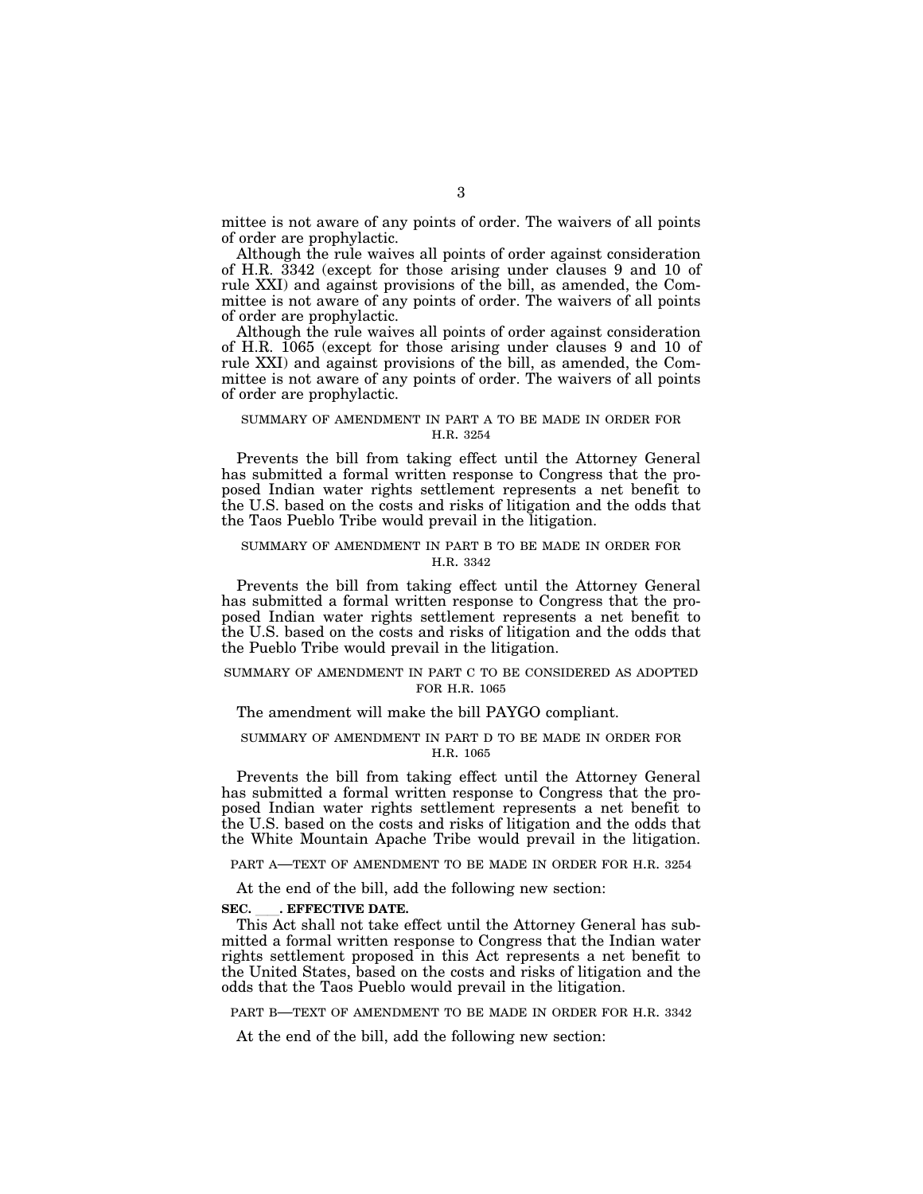mittee is not aware of any points of order. The waivers of all points of order are prophylactic.

Although the rule waives all points of order against consideration of H.R. 3342 (except for those arising under clauses 9 and 10 of rule XXI) and against provisions of the bill, as amended, the Committee is not aware of any points of order. The waivers of all points of order are prophylactic.

Although the rule waives all points of order against consideration of H.R. 1065 (except for those arising under clauses 9 and 10 of rule XXI) and against provisions of the bill, as amended, the Committee is not aware of any points of order. The waivers of all points of order are prophylactic.

SUMMARY OF AMENDMENT IN PART A TO BE MADE IN ORDER FOR H.R. 3254

Prevents the bill from taking effect until the Attorney General has submitted a formal written response to Congress that the proposed Indian water rights settlement represents a net benefit to the U.S. based on the costs and risks of litigation and the odds that the Taos Pueblo Tribe would prevail in the litigation.

SUMMARY OF AMENDMENT IN PART B TO BE MADE IN ORDER FOR H.R. 3342

Prevents the bill from taking effect until the Attorney General has submitted a formal written response to Congress that the proposed Indian water rights settlement represents a net benefit to the U.S. based on the costs and risks of litigation and the odds that the Pueblo Tribe would prevail in the litigation.

SUMMARY OF AMENDMENT IN PART C TO BE CONSIDERED AS ADOPTED FOR H.R. 1065

The amendment will make the bill PAYGO compliant.

SUMMARY OF AMENDMENT IN PART D TO BE MADE IN ORDER FOR H.R. 1065

Prevents the bill from taking effect until the Attorney General has submitted a formal written response to Congress that the proposed Indian water rights settlement represents a net benefit to the U.S. based on the costs and risks of litigation and the odds that the White Mountain Apache Tribe would prevail in the litigation.

PART A—TEXT OF AMENDMENT TO BE MADE IN ORDER FOR H.R. 3254

At the end of the bill, add the following new section:

**SEC. ___. EFFECTIVE DATE.**

This Act shall not take effect until the Attorney General has submitted a formal written response to Congress that the Indian water rights settlement proposed in this Act represents a net benefit to the United States, based on the costs and risks of litigation and the odds that the Taos Pueblo would prevail in the litigation.

PART B—TEXT OF AMENDMENT TO BE MADE IN ORDER FOR H.R. 3342

At the end of the bill, add the following new section: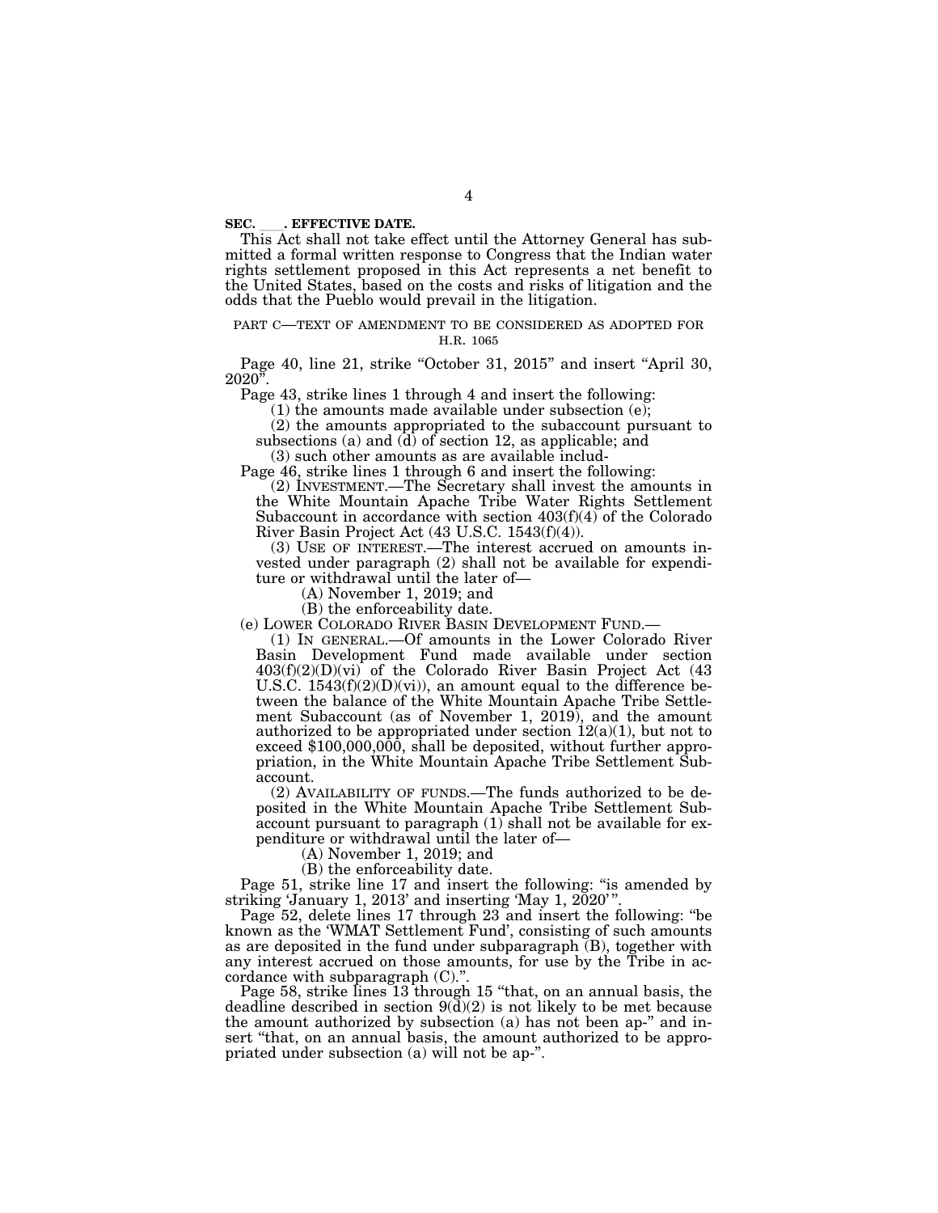**SEC. \_\_\_\_. EFFECTIVE DATE.**

This Act shall not take effect until the Attorney General has submitted a formal written response to Congress that the Indian water rights settlement proposed in this Act represents a net benefit to the United States, based on the costs and risks of litigation and the odds that the Pueblo would prevail in the litigation.

PART C—TEXT OF AMENDMENT TO BE CONSIDERED AS ADOPTED FOR H.R. 1065

Page 40, line 21, strike "October 31, 2015" and insert "April 30, 2020".

Page 43, strike lines 1 through 4 and insert the following:

(1) the amounts made available under subsection (e);

(2) the amounts appropriated to the subaccount pursuant to subsections (a) and (d) of section 12, as applicable; and

(3) such other amounts as are available includ-

Page 46, strike lines 1 through 6 and insert the following:

(2) INVESTMENT.—The Secretary shall invest the amounts in the White Mountain Apache Tribe Water Rights Settlement Subaccount in accordance with section 403(f)(4) of the Colorado River Basin Project Act (43 U.S.C. 1543(f)(4)).

(3) USE OF INTEREST.—The interest accrued on amounts invested under paragraph (2) shall not be available for expenditure or withdrawal until the later of—

(A) November 1, 2019; and

(B) the enforceability date.

(e) LOWER COLORADO RIVER BASIN DEVELOPMENT FUND.—

(1) IN GENERAL.—Of amounts in the Lower Colorado River Basin Development Fund made available under section 403(f)(2)(D)(vi) of the Colorado River Basin Project Act (43 U.S.C. 1543(f)(2)(D)(vi)), an amount equal to the difference between the balance of the White Mountain Apache Tribe Settlement Subaccount (as of November 1, 2019), and the amount authorized to be appropriated under section 12(a)(1), but not to exceed $100,000,000, shall be deposited, without further appropriation, in the White Mountain Apache Tribe Settlement Subaccount.

(2) AVAILABILITY OF FUNDS.—The funds authorized to be deposited in the White Mountain Apache Tribe Settlement Subaccount pursuant to paragraph (1) shall not be available for expenditure or withdrawal until the later of—

(A) November 1, 2019; and

(B) the enforceability date.

Page 51, strike line 17 and insert the following: "is amended by striking 'January 1, 2013' and inserting 'May 1, 2020' ".

Page 52, delete lines 17 through 23 and insert the following: "be known as the 'WMAT Settlement Fund', consisting of such amounts as are deposited in the fund under subparagraph (B), together with any interest accrued on those amounts, for use by the Tribe in accordance with subparagraph (C).".

Page 58, strike lines 13 through 15 "that, on an annual basis, the deadline described in section 9(d)(2) is not likely to be met because the amount authorized by subsection (a) has not been ap-" and insert "that, on an annual basis, the amount authorized to be appropriated under subsection (a) will not be ap-".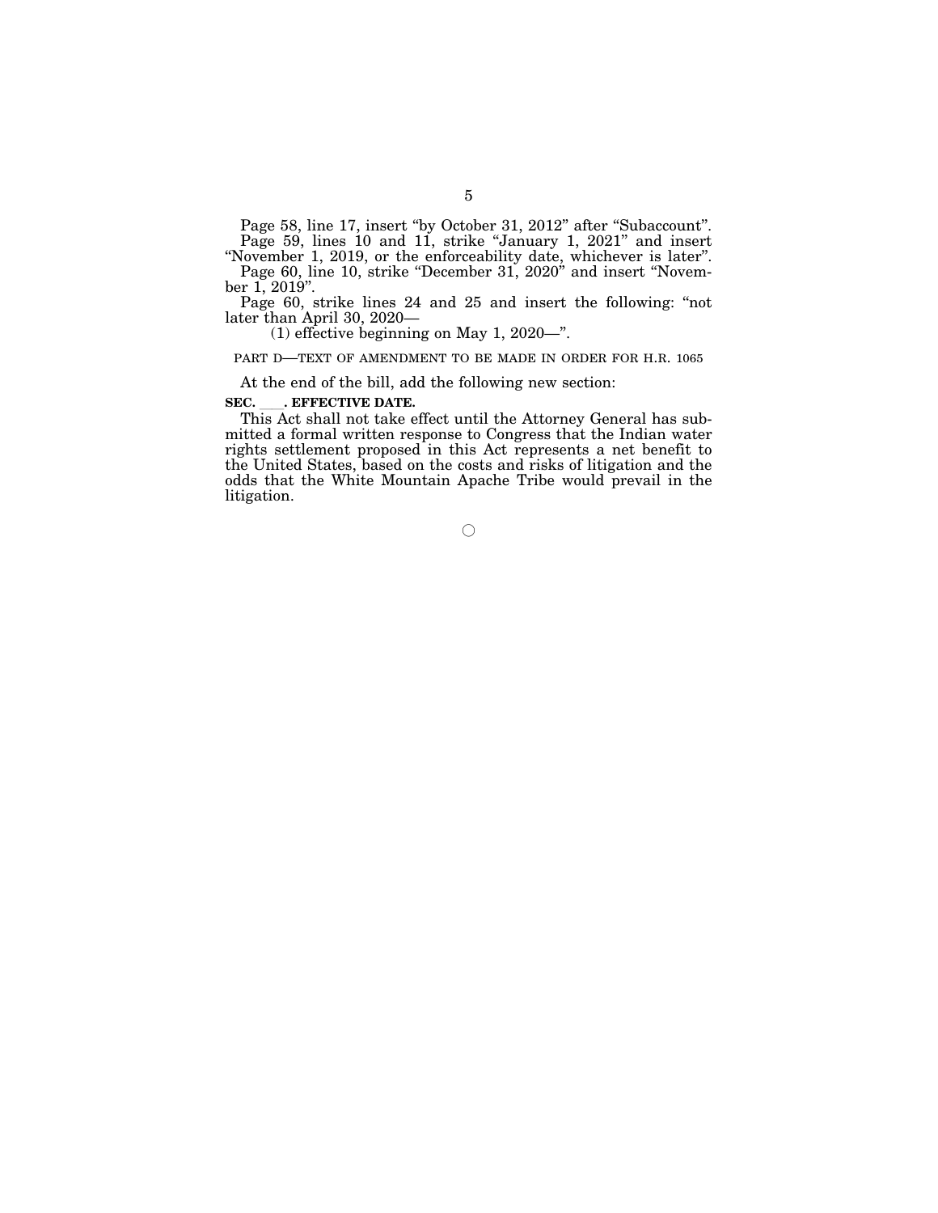Page 58, line 17, insert "by October 31, 2012" after "Subaccount".

Page 59, lines 10 and 11, strike "January 1, 2021" and insert "November 1, 2019, or the enforceability date, whichever is later".

Page 60, line 10, strike "December 31, 2020" and insert "November 1, 2019".

Page 60, strike lines 24 and 25 and insert the following: "not later than April 30, 2020—

(1) effective beginning on May 1, 2020—".

PART D—TEXT OF AMENDMENT TO BE MADE IN ORDER FOR H.R. 1065

At the end of the bill, add the following new section:

**SEC. ___. EFFECTIVE DATE.**

This Act shall not take effect until the Attorney General has submitted a formal written response to Congress that the Indian water rights settlement proposed in this Act represents a net benefit to the United States, based on the costs and risks of litigation and the odds that the White Mountain Apache Tribe would prevail in the litigation.